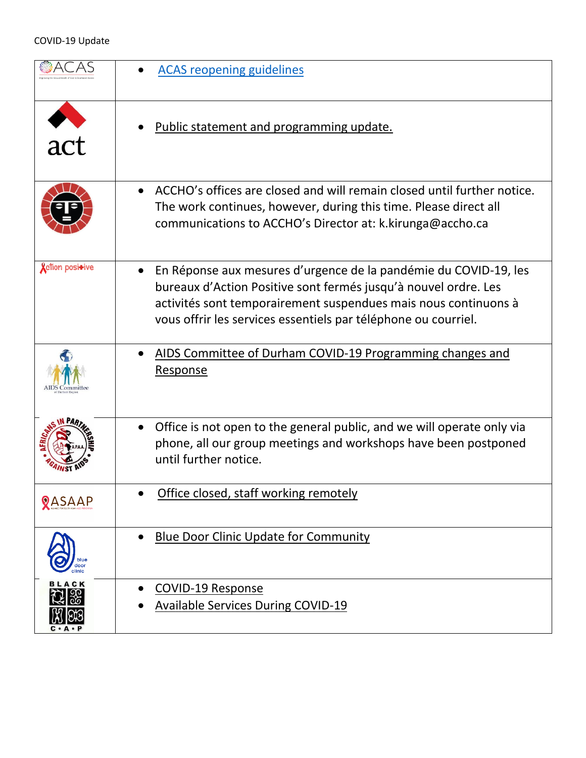COVID-19 Update

| | |
|---|---|
| ACAS | • ACAS reopening guidelines |
| act | • Public statement and programming update. |
| | • ACCHO's offices are closed and will remain closed until further notice. The work continues, however, during this time. Please direct all communications to ACCHO's Director at: k.kirunga@accho.ca |
| Action positive | • En Réponse aux mesures d'urgence de la pandémie du COVID-19, les bureaux d'Action Positive sont fermés jusqu'à nouvel ordre. Les activités sont temporairement suspendues mais nous continuons à vous offrir les services essentiels par téléphone ou courriel. |
| AIDS Committee of Durham Region | • AIDS Committee of Durham COVID-19 Programming changes and Response |
| Africans in Partnership Against AIDS | • Office is not open to the general public, and we will operate only via phone, all our group meetings and workshops have been postponed until further notice. |
| ASAAP | • Office closed, staff working remotely |
| blue door clinic | • Blue Door Clinic Update for Community |
| BLACK C·A·P | • COVID-19 Response<br>• Available Services During COVID-19 |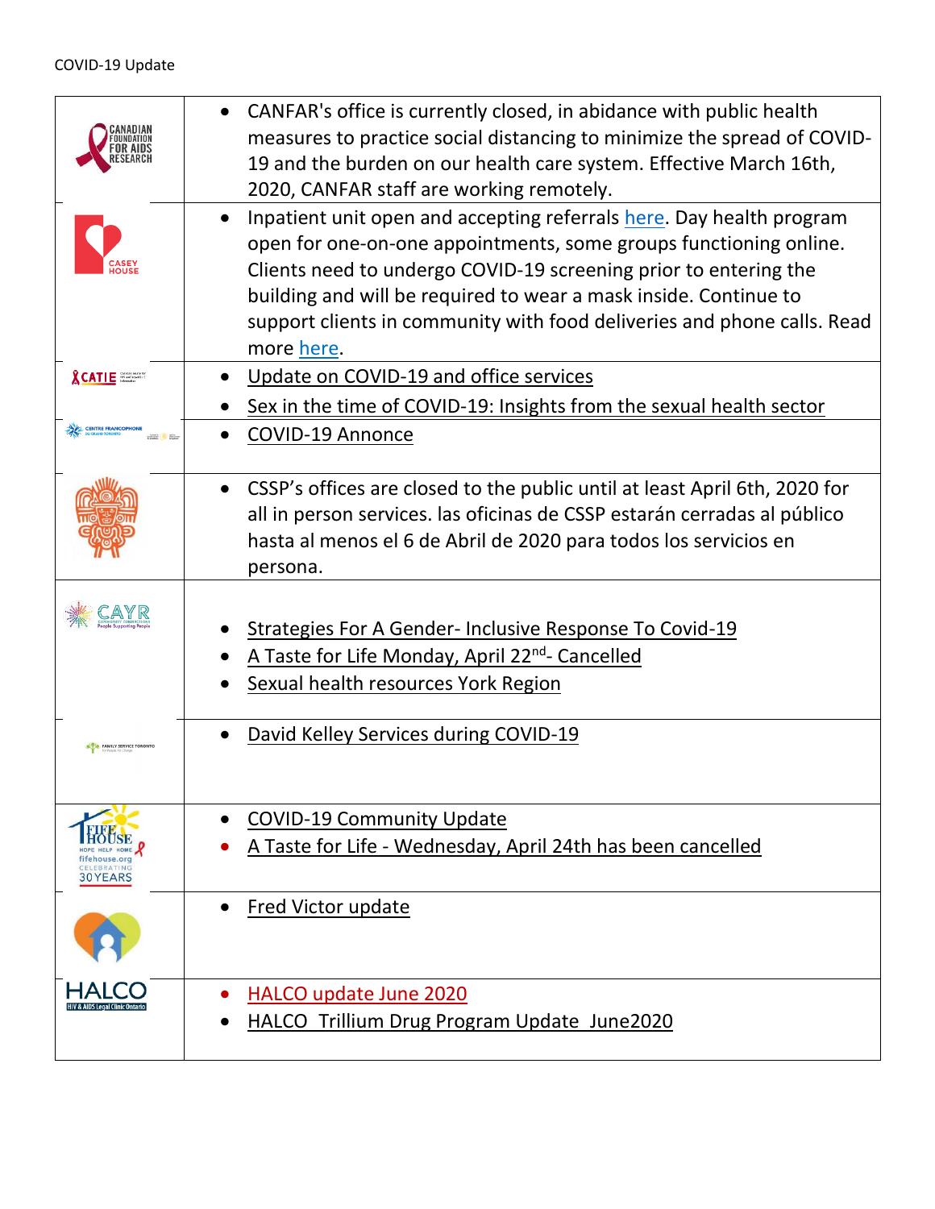COVID-19 Update

| Organization | Update |
|---|---|
| CANADIAN FOUNDATION FOR AIDS RESEARCH | • CANFAR's office is currently closed, in abidance with public health measures to practice social distancing to minimize the spread of COVID-19 and the burden on our health care system. Effective March 16th, 2020, CANFAR staff are working remotely. |
| CASEY HOUSE | • Inpatient unit open and accepting referrals here. Day health program open for one-on-one appointments, some groups functioning online. Clients need to undergo COVID-19 screening prior to entering the building and will be required to wear a mask inside. Continue to support clients in community with food deliveries and phone calls. Read more here. |
| CATIE | • Update on COVID-19 and office services<br>• Sex in the time of COVID-19: Insights from the sexual health sector |
| CENTRE FRANCOPHONE DU GRAND TORONTO | • COVID-19 Annonce |
| | • CSSP's offices are closed to the public until at least April 6th, 2020 for all in person services. las oficinas de CSSP estarán cerradas al público hasta al menos el 6 de Abril de 2020 para todos los servicios en persona. |
| CAYR Community Connections People Supporting People | • Strategies For A Gender- Inclusive Response To Covid-19<br>• A Taste for Life Monday, April 22nd- Cancelled<br>• Sexual health resources York Region |
| FAMILY SERVICE TORONTO | • David Kelley Services during COVID-19 |
| FIFE HOUSE HOPE HELP HOME fifehouse.org CELEBRATING 30 YEARS | • COVID-19 Community Update<br>• A Taste for Life - Wednesday, April 24th has been cancelled |
| | • Fred Victor update |
| HALCO HIV & AIDS Legal Clinic Ontario | • HALCO update June 2020<br>• HALCO Trillium Drug Program Update June2020 |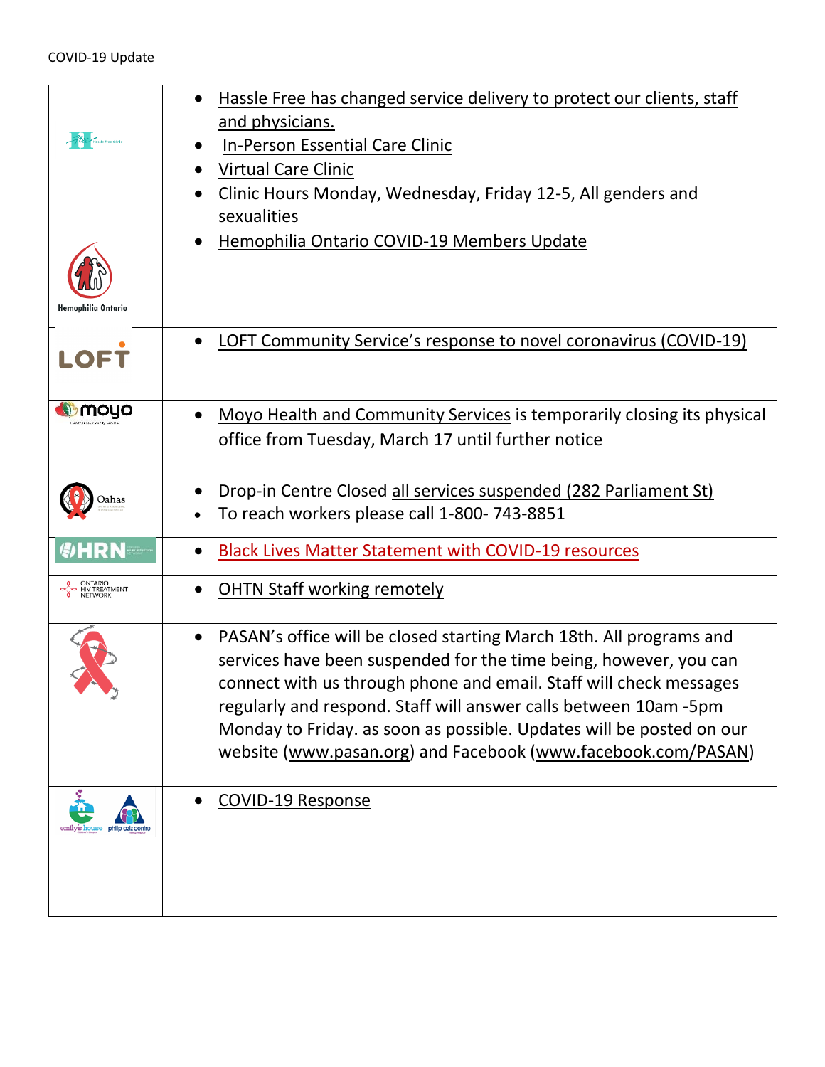COVID-19 Update

| | |
|---|---|
| Hassle Free Clinic | • Hassle Free has changed service delivery to protect our clients, staff and physicians.<br>• In-Person Essential Care Clinic<br>• Virtual Care Clinic<br>• Clinic Hours Monday, Wednesday, Friday 12-5, All genders and sexualities |
| Hemophilia Ontario | • Hemophilia Ontario COVID-19 Members Update |
| LOFT | • LOFT Community Service's response to novel coronavirus (COVID-19) |
| moyo | • Moyo Health and Community Services is temporarily closing its physical office from Tuesday, March 17 until further notice |
| Oahas | • Drop-in Centre Closed all services suspended (282 Parliament St)<br>• To reach workers please call 1-800- 743-8851 |
| HRN | • Black Lives Matter Statement with COVID-19 resources |
| ONTARIO HIV TREATMENT NETWORK | • OHTN Staff working remotely |
| | • PASAN's office will be closed starting March 18th. All programs and services have been suspended for the time being, however, you can connect with us through phone and email. Staff will check messages regularly and respond. Staff will answer calls between 10am -5pm Monday to Friday. as soon as possible. Updates will be posted on our website (www.pasan.org) and Facebook (www.facebook.com/PASAN) |
| emily's house, philip aziz centre | • COVID-19 Response |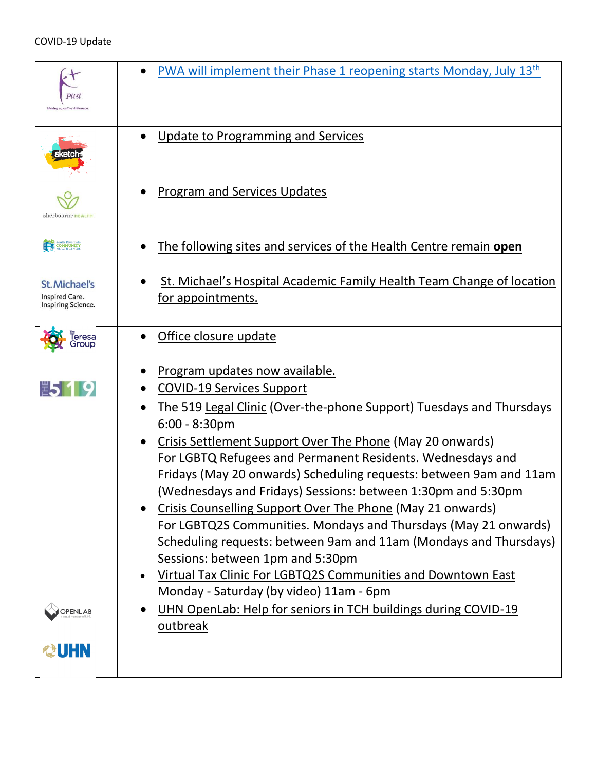COVID-19 Update

| Organization | Updates |
| --- | --- |
| PWA – Making a positive difference. | • PWA will implement their Phase 1 reopening starts Monday, July 13th |
| sketch | • Update to Programming and Services |
| sherbourne HEALTH | • Program and Services Updates |
| South Riverdale Community Health Centre | • The following sites and services of the Health Centre remain **open** |
| St. Michael's – Inspired Care. Inspiring Science. | • St. Michael's Hospital Academic Family Health Team Change of location for appointments. |
| The Teresa Group | • Office closure update |
| THE 519 | • Program updates now available.<br>• COVID-19 Services Support<br>• The 519 Legal Clinic (Over-the-phone Support) Tuesdays and Thursdays 6:00 - 8:30pm<br>• Crisis Settlement Support Over The Phone (May 20 onwards) For LGBTQ Refugees and Permanent Residents. Wednesdays and Fridays (May 20 onwards) Scheduling requests: between 9am and 11am (Wednesdays and Fridays) Sessions: between 1:30pm and 5:30pm<br>• Crisis Counselling Support Over The Phone (May 21 onwards) For LGBTQ2S Communities. Mondays and Thursdays (May 21 onwards) Scheduling requests: between 9am and 11am (Mondays and Thursdays) Sessions: between 1pm and 5:30pm<br>• Virtual Tax Clinic For LGBTQ2S Communities and Downtown East Monday - Saturday (by video) 11am - 6pm |
| OPENLAB / UHN | • UHN OpenLab: Help for seniors in TCH buildings during COVID-19 outbreak |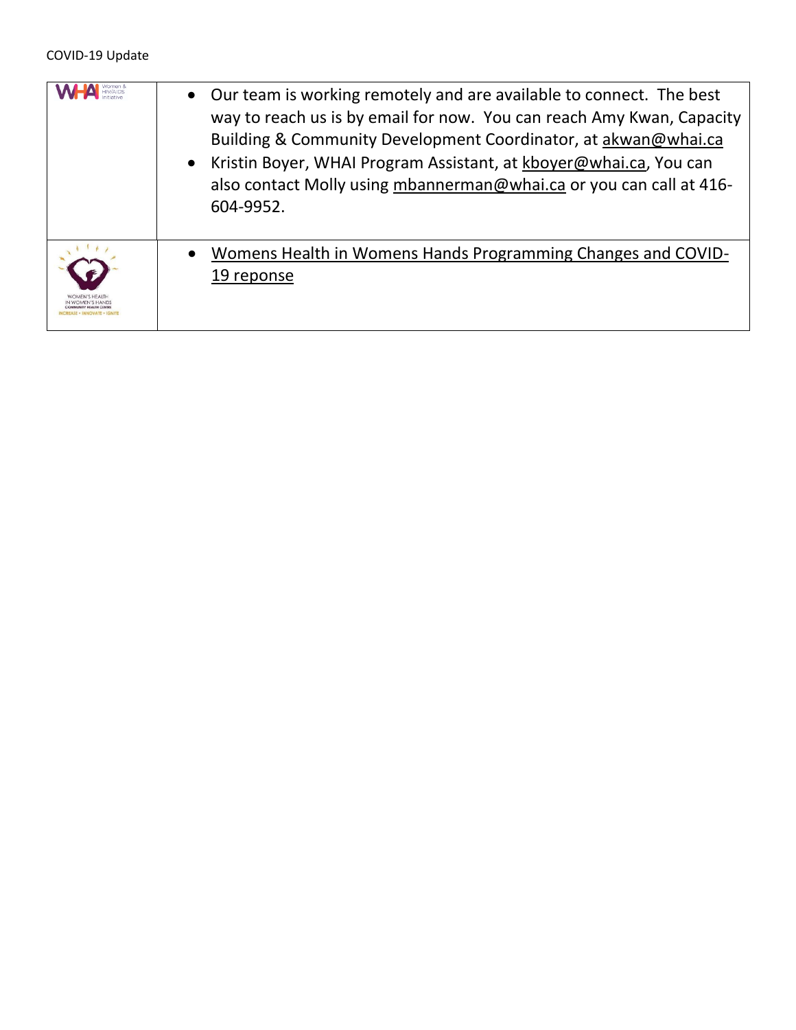| | |
|---|---|
| | • Our team is working remotely and are available to connect. The best way to reach us is by email for now. You can reach Amy Kwan, Capacity Building & Community Development Coordinator, at akwan@whai.ca<br>• Kristin Boyer, WHAI Program Assistant, at kboyer@whai.ca, You can also contact Molly using mbannerman@whai.ca or you can call at 416-604-9952. |
| | • Womens Health in Womens Hands Programming Changes and COVID-19 reponse |